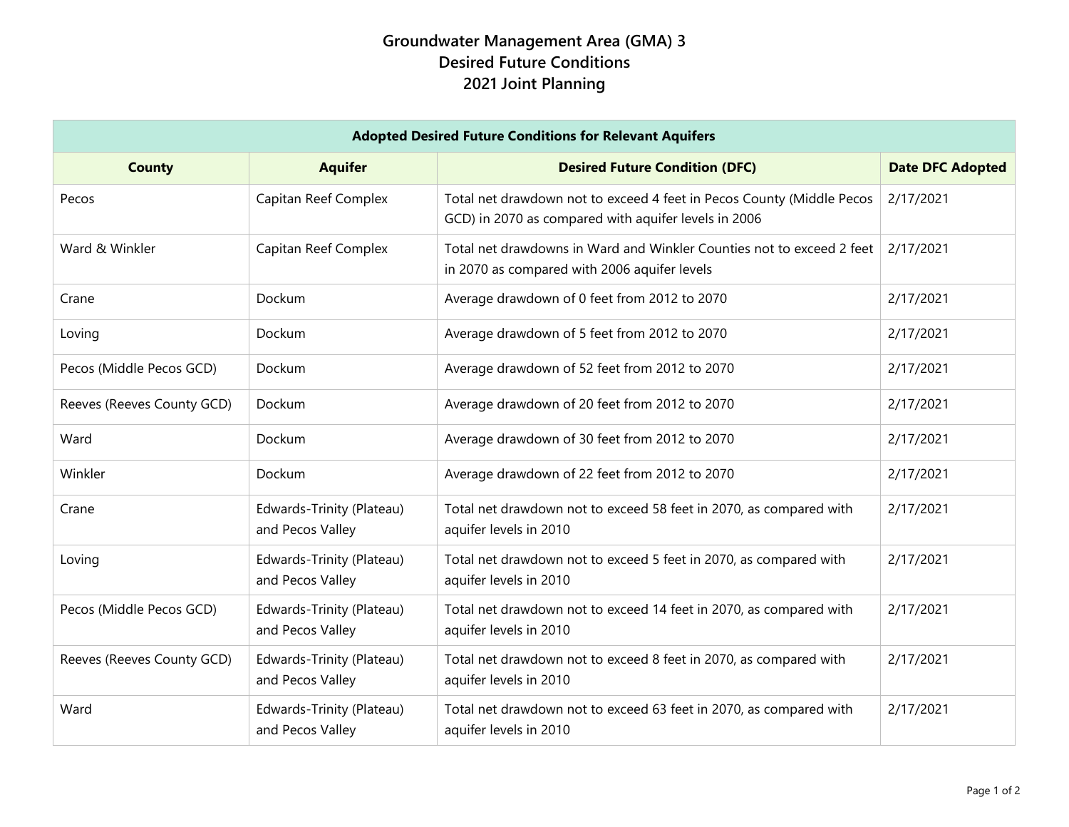# Groundwater Management Area (GMA) 3
# Desired Future Conditions
# 2021 Joint Planning

| Adopted Desired Future Conditions for Relevant Aquifers | | | |
|---|---|---|---|
| **County** | **Aquifer** | **Desired Future Condition (DFC)** | **Date DFC Adopted** |
| Pecos | Capitan Reef Complex | Total net drawdown not to exceed 4 feet in Pecos County (Middle Pecos GCD) in 2070 as compared with aquifer levels in 2006 | 2/17/2021 |
| Ward & Winkler | Capitan Reef Complex | Total net drawdowns in Ward and Winkler Counties not to exceed 2 feet in 2070 as compared with 2006 aquifer levels | 2/17/2021 |
| Crane | Dockum | Average drawdown of 0 feet from 2012 to 2070 | 2/17/2021 |
| Loving | Dockum | Average drawdown of 5 feet from 2012 to 2070 | 2/17/2021 |
| Pecos (Middle Pecos GCD) | Dockum | Average drawdown of 52 feet from 2012 to 2070 | 2/17/2021 |
| Reeves (Reeves County GCD) | Dockum | Average drawdown of 20 feet from 2012 to 2070 | 2/17/2021 |
| Ward | Dockum | Average drawdown of 30 feet from 2012 to 2070 | 2/17/2021 |
| Winkler | Dockum | Average drawdown of 22 feet from 2012 to 2070 | 2/17/2021 |
| Crane | Edwards-Trinity (Plateau) and Pecos Valley | Total net drawdown not to exceed 58 feet in 2070, as compared with aquifer levels in 2010 | 2/17/2021 |
| Loving | Edwards-Trinity (Plateau) and Pecos Valley | Total net drawdown not to exceed 5 feet in 2070, as compared with aquifer levels in 2010 | 2/17/2021 |
| Pecos (Middle Pecos GCD) | Edwards-Trinity (Plateau) and Pecos Valley | Total net drawdown not to exceed 14 feet in 2070, as compared with aquifer levels in 2010 | 2/17/2021 |
| Reeves (Reeves County GCD) | Edwards-Trinity (Plateau) and Pecos Valley | Total net drawdown not to exceed 8 feet in 2070, as compared with aquifer levels in 2010 | 2/17/2021 |
| Ward | Edwards-Trinity (Plateau) and Pecos Valley | Total net drawdown not to exceed 63 feet in 2070, as compared with aquifer levels in 2010 | 2/17/2021 |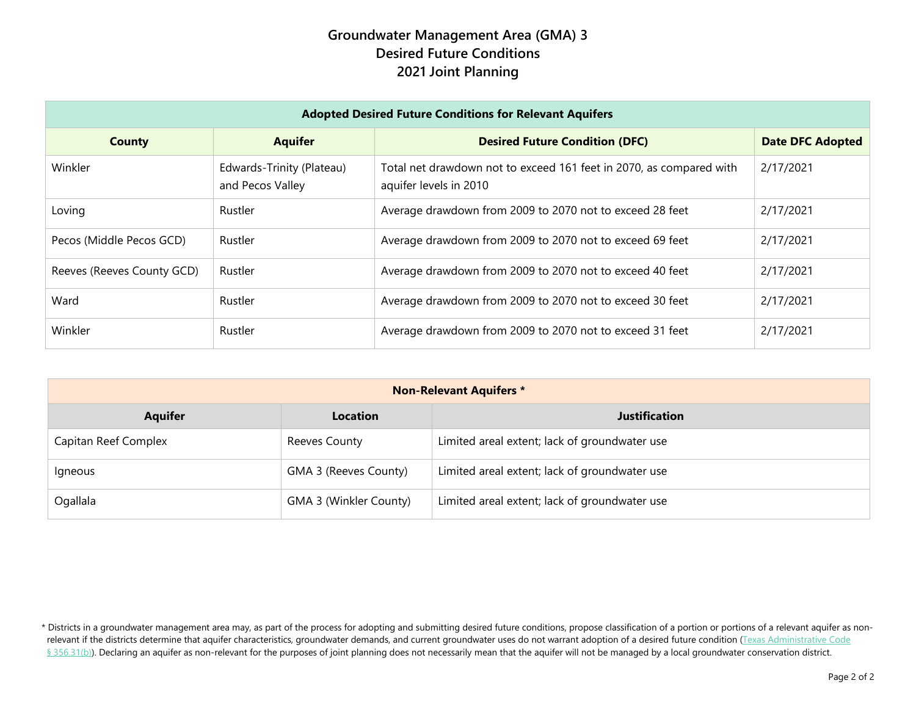# Groundwater Management Area (GMA) 3
# Desired Future Conditions
# 2021 Joint Planning

| Adopted Desired Future Conditions for Relevant Aquifers | | | |
|---|---|---|---|
| **County** | **Aquifer** | **Desired Future Condition (DFC)** | **Date DFC Adopted** |
| Winkler | Edwards-Trinity (Plateau) and Pecos Valley | Total net drawdown not to exceed 161 feet in 2070, as compared with aquifer levels in 2010 | 2/17/2021 |
| Loving | Rustler | Average drawdown from 2009 to 2070 not to exceed 28 feet | 2/17/2021 |
| Pecos (Middle Pecos GCD) | Rustler | Average drawdown from 2009 to 2070 not to exceed 69 feet | 2/17/2021 |
| Reeves (Reeves County GCD) | Rustler | Average drawdown from 2009 to 2070 not to exceed 40 feet | 2/17/2021 |
| Ward | Rustler | Average drawdown from 2009 to 2070 not to exceed 30 feet | 2/17/2021 |
| Winkler | Rustler | Average drawdown from 2009 to 2070 not to exceed 31 feet | 2/17/2021 |

| Non-Relevant Aquifers * | | |
|---|---|---|
| **Aquifer** | **Location** | **Justification** |
| Capitan Reef Complex | Reeves County | Limited areal extent; lack of groundwater use |
| Igneous | GMA 3 (Reeves County) | Limited areal extent; lack of groundwater use |
| Ogallala | GMA 3 (Winkler County) | Limited areal extent; lack of groundwater use |

* Districts in a groundwater management area may, as part of the process for adopting and submitting desired future conditions, propose classification of a portion or portions of a relevant aquifer as non-relevant if the districts determine that aquifer characteristics, groundwater demands, and current groundwater uses do not warrant adoption of a desired future condition (Texas Administrative Code § 356.31(b)). Declaring an aquifer as non-relevant for the purposes of joint planning does not necessarily mean that the aquifer will not be managed by a local groundwater conservation district.